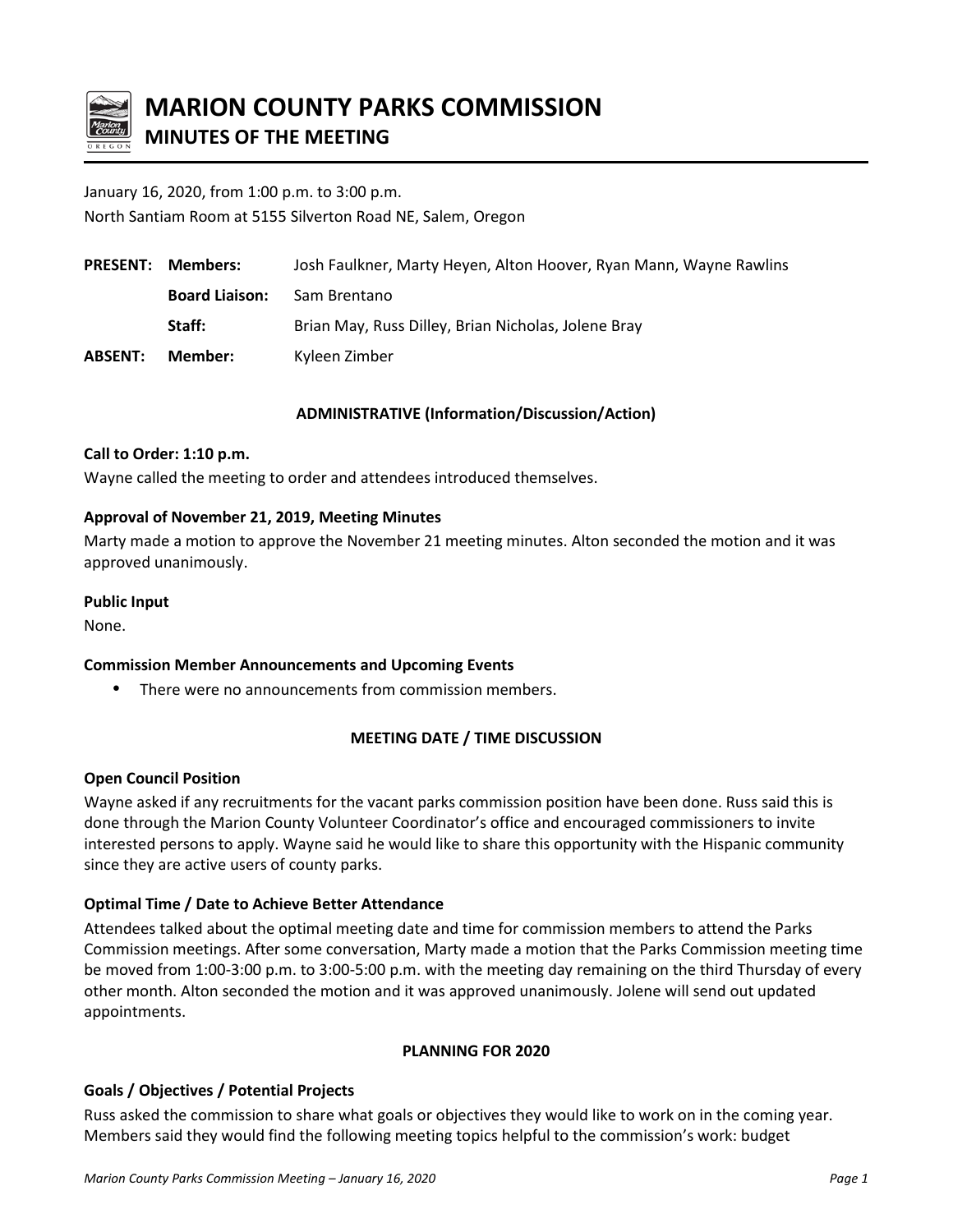# MARION COUNTY PARKS COMMISSION

## MINUTES OF THE MEETING

January 16, 2020, from 1:00 p.m. to 3:00 p.m.
North Santiam Room at 5155 Silverton Road NE, Salem, Oregon

| | | |
|---|---|---|
| **PRESENT:** **Members:** | | Josh Faulkner, Marty Heyen, Alton Hoover, Ryan Mann, Wayne Rawlins |
| | **Board Liaison:** | Sam Brentano |
| | **Staff:** | Brian May, Russ Dilley, Brian Nicholas, Jolene Bray |
| **ABSENT:** | **Member:** | Kyleen Zimber |

### ADMINISTRATIVE (Information/Discussion/Action)

**Call to Order: 1:10 p.m.**
Wayne called the meeting to order and attendees introduced themselves.

**Approval of November 21, 2019, Meeting Minutes**
Marty made a motion to approve the November 21 meeting minutes. Alton seconded the motion and it was approved unanimously.

**Public Input**
None.

**Commission Member Announcements and Upcoming Events**

- There were no announcements from commission members.

### MEETING DATE / TIME DISCUSSION

**Open Council Position**
Wayne asked if any recruitments for the vacant parks commission position have been done. Russ said this is done through the Marion County Volunteer Coordinator's office and encouraged commissioners to invite interested persons to apply. Wayne said he would like to share this opportunity with the Hispanic community since they are active users of county parks.

**Optimal Time / Date to Achieve Better Attendance**
Attendees talked about the optimal meeting date and time for commission members to attend the Parks Commission meetings. After some conversation, Marty made a motion that the Parks Commission meeting time be moved from 1:00-3:00 p.m. to 3:00-5:00 p.m. with the meeting day remaining on the third Thursday of every other month. Alton seconded the motion and it was approved unanimously. Jolene will send out updated appointments.

### PLANNING FOR 2020

**Goals / Objectives / Potential Projects**
Russ asked the commission to share what goals or objectives they would like to work on in the coming year. Members said they would find the following meeting topics helpful to the commission's work: budget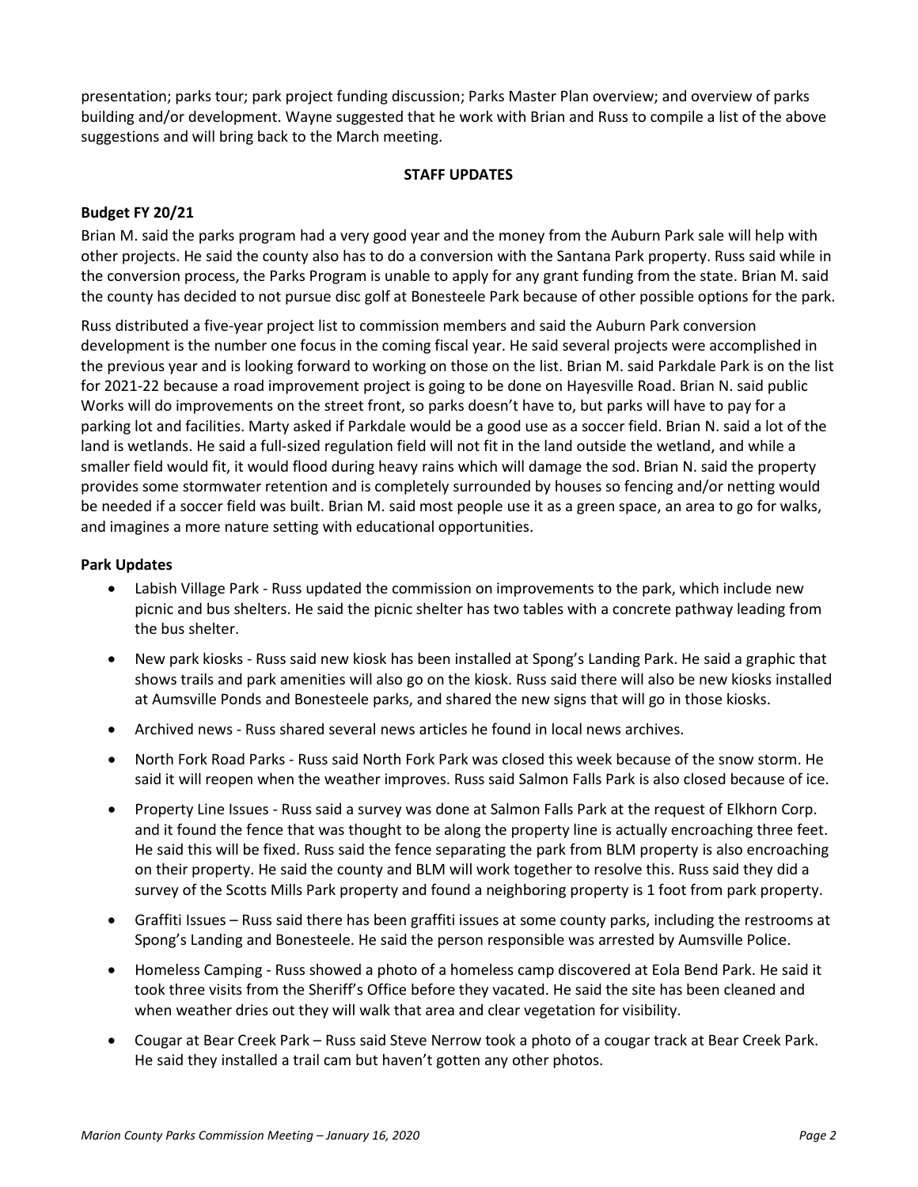presentation; parks tour; park project funding discussion; Parks Master Plan overview; and overview of parks building and/or development. Wayne suggested that he work with Brian and Russ to compile a list of the above suggestions and will bring back to the March meeting.

## STAFF UPDATES

### Budget FY 20/21

Brian M. said the parks program had a very good year and the money from the Auburn Park sale will help with other projects. He said the county also has to do a conversion with the Santana Park property. Russ said while in the conversion process, the Parks Program is unable to apply for any grant funding from the state. Brian M. said the county has decided to not pursue disc golf at Bonesteele Park because of other possible options for the park.

Russ distributed a five-year project list to commission members and said the Auburn Park conversion development is the number one focus in the coming fiscal year. He said several projects were accomplished in the previous year and is looking forward to working on those on the list. Brian M. said Parkdale Park is on the list for 2021-22 because a road improvement project is going to be done on Hayesville Road. Brian N. said public Works will do improvements on the street front, so parks doesn't have to, but parks will have to pay for a parking lot and facilities. Marty asked if Parkdale would be a good use as a soccer field. Brian N. said a lot of the land is wetlands. He said a full-sized regulation field will not fit in the land outside the wetland, and while a smaller field would fit, it would flood during heavy rains which will damage the sod. Brian N. said the property provides some stormwater retention and is completely surrounded by houses so fencing and/or netting would be needed if a soccer field was built. Brian M. said most people use it as a green space, an area to go for walks, and imagines a more nature setting with educational opportunities.

### Park Updates

- Labish Village Park - Russ updated the commission on improvements to the park, which include new picnic and bus shelters. He said the picnic shelter has two tables with a concrete pathway leading from the bus shelter.
- New park kiosks - Russ said new kiosk has been installed at Spong's Landing Park. He said a graphic that shows trails and park amenities will also go on the kiosk. Russ said there will also be new kiosks installed at Aumsville Ponds and Bonesteele parks, and shared the new signs that will go in those kiosks.
- Archived news - Russ shared several news articles he found in local news archives.
- North Fork Road Parks - Russ said North Fork Park was closed this week because of the snow storm. He said it will reopen when the weather improves. Russ said Salmon Falls Park is also closed because of ice.
- Property Line Issues - Russ said a survey was done at Salmon Falls Park at the request of Elkhorn Corp. and it found the fence that was thought to be along the property line is actually encroaching three feet. He said this will be fixed. Russ said the fence separating the park from BLM property is also encroaching on their property. He said the county and BLM will work together to resolve this. Russ said they did a survey of the Scotts Mills Park property and found a neighboring property is 1 foot from park property.
- Graffiti Issues – Russ said there has been graffiti issues at some county parks, including the restrooms at Spong's Landing and Bonesteele. He said the person responsible was arrested by Aumsville Police.
- Homeless Camping - Russ showed a photo of a homeless camp discovered at Eola Bend Park. He said it took three visits from the Sheriff's Office before they vacated. He said the site has been cleaned and when weather dries out they will walk that area and clear vegetation for visibility.
- Cougar at Bear Creek Park – Russ said Steve Nerrow took a photo of a cougar track at Bear Creek Park. He said they installed a trail cam but haven't gotten any other photos.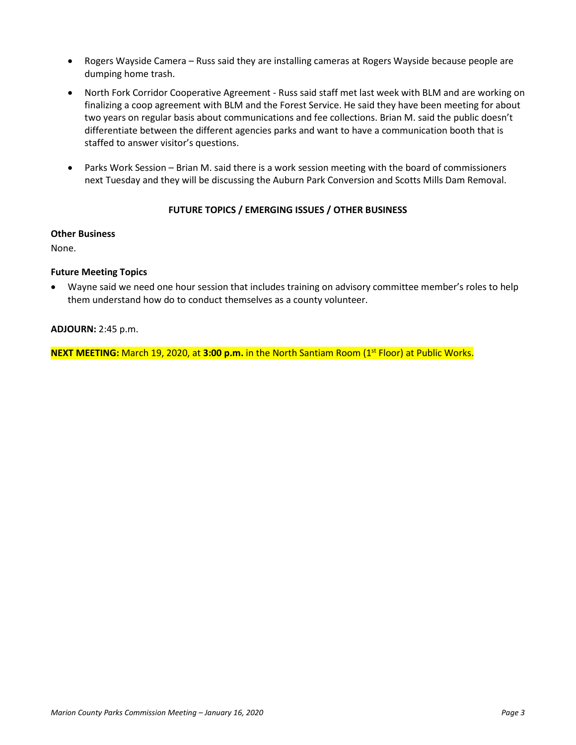- Rogers Wayside Camera – Russ said they are installing cameras at Rogers Wayside because people are dumping home trash.
- North Fork Corridor Cooperative Agreement - Russ said staff met last week with BLM and are working on finalizing a coop agreement with BLM and the Forest Service. He said they have been meeting for about two years on regular basis about communications and fee collections. Brian M. said the public doesn't differentiate between the different agencies parks and want to have a communication booth that is staffed to answer visitor's questions.
- Parks Work Session – Brian M. said there is a work session meeting with the board of commissioners next Tuesday and they will be discussing the Auburn Park Conversion and Scotts Mills Dam Removal.

## FUTURE TOPICS / EMERGING ISSUES / OTHER BUSINESS

**Other Business**

None.

**Future Meeting Topics**

- Wayne said we need one hour session that includes training on advisory committee member's roles to help them understand how do to conduct themselves as a county volunteer.

**ADJOURN:** 2:45 p.m.

**NEXT MEETING:** March 19, 2020, at **3:00 p.m.** in the North Santiam Room (1st Floor) at Public Works.